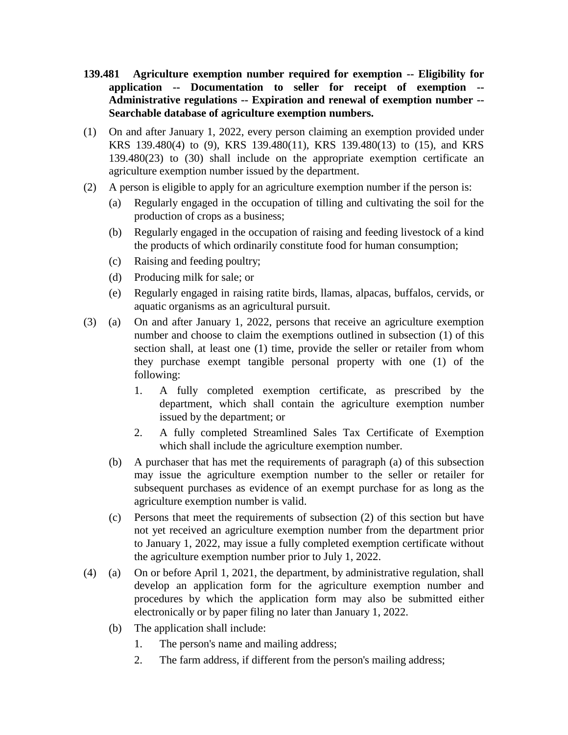**139.481 Agriculture exemption number required for exemption -- Eligibility for application -- Documentation to seller for receipt of exemption -- Administrative regulations -- Expiration and renewal of exemption number -- Searchable database of agriculture exemption numbers.**

(1) On and after January 1, 2022, every person claiming an exemption provided under KRS 139.480(4) to (9), KRS 139.480(11), KRS 139.480(13) to (15), and KRS 139.480(23) to (30) shall include on the appropriate exemption certificate an agriculture exemption number issued by the department.

(2) A person is eligible to apply for an agriculture exemption number if the person is:

   (a) Regularly engaged in the occupation of tilling and cultivating the soil for the production of crops as a business;

   (b) Regularly engaged in the occupation of raising and feeding livestock of a kind the products of which ordinarily constitute food for human consumption;

   (c) Raising and feeding poultry;

   (d) Producing milk for sale; or

   (e) Regularly engaged in raising ratite birds, llamas, alpacas, buffalos, cervids, or aquatic organisms as an agricultural pursuit.

(3) (a) On and after January 1, 2022, persons that receive an agriculture exemption number and choose to claim the exemptions outlined in subsection (1) of this section shall, at least one (1) time, provide the seller or retailer from whom they purchase exempt tangible personal property with one (1) of the following:

      1. A fully completed exemption certificate, as prescribed by the department, which shall contain the agriculture exemption number issued by the department; or

      2. A fully completed Streamlined Sales Tax Certificate of Exemption which shall include the agriculture exemption number.

   (b) A purchaser that has met the requirements of paragraph (a) of this subsection may issue the agriculture exemption number to the seller or retailer for subsequent purchases as evidence of an exempt purchase for as long as the agriculture exemption number is valid.

   (c) Persons that meet the requirements of subsection (2) of this section but have not yet received an agriculture exemption number from the department prior to January 1, 2022, may issue a fully completed exemption certificate without the agriculture exemption number prior to July 1, 2022.

(4) (a) On or before April 1, 2021, the department, by administrative regulation, shall develop an application form for the agriculture exemption number and procedures by which the application form may also be submitted either electronically or by paper filing no later than January 1, 2022.

   (b) The application shall include:

      1. The person's name and mailing address;

      2. The farm address, if different from the person's mailing address;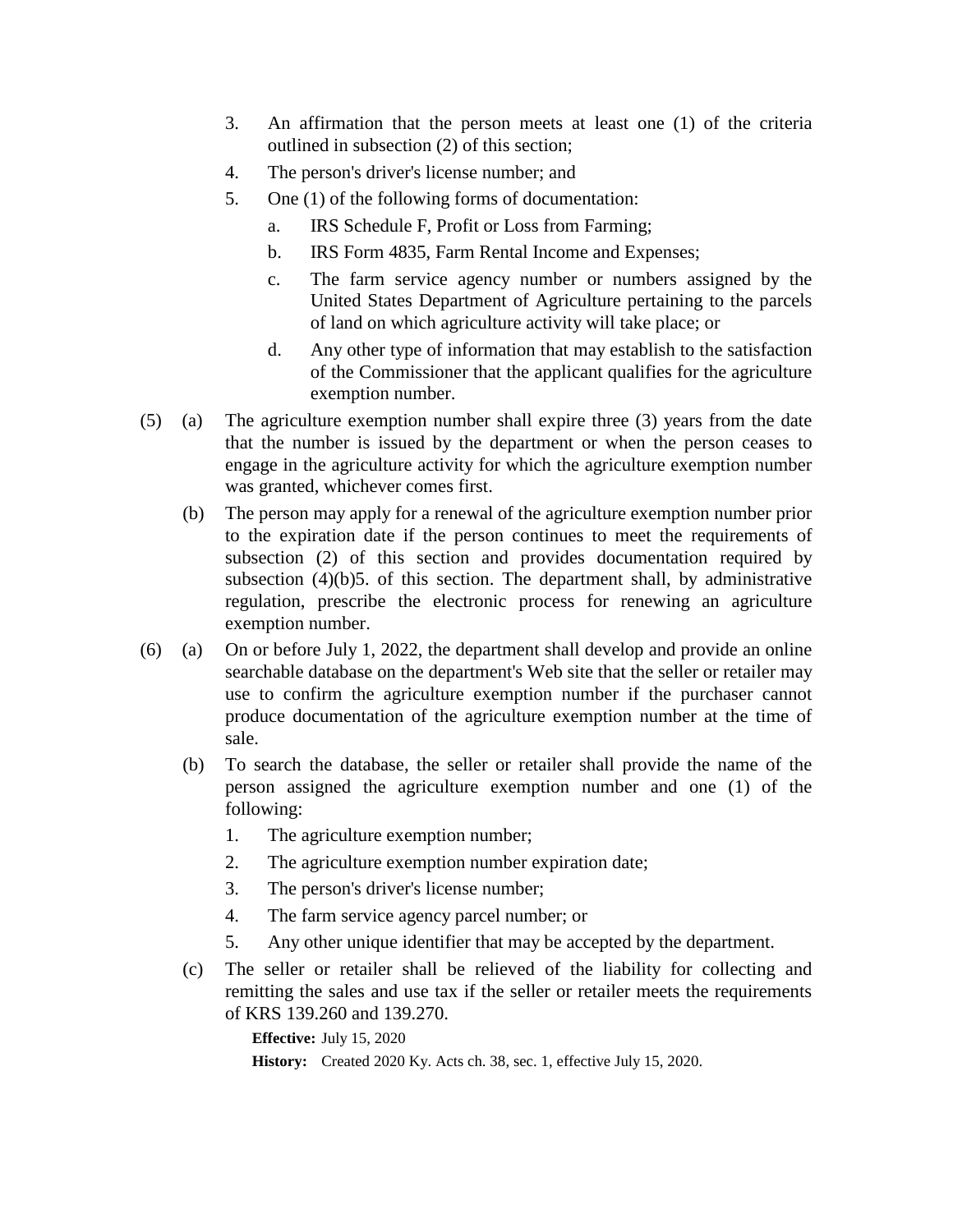3. An affirmation that the person meets at least one (1) of the criteria outlined in subsection (2) of this section;
4. The person's driver's license number; and
5. One (1) of the following forms of documentation:
   a. IRS Schedule F, Profit or Loss from Farming;
   b. IRS Form 4835, Farm Rental Income and Expenses;
   c. The farm service agency number or numbers assigned by the United States Department of Agriculture pertaining to the parcels of land on which agriculture activity will take place; or
   d. Any other type of information that may establish to the satisfaction of the Commissioner that the applicant qualifies for the agriculture exemption number.

(5) (a) The agriculture exemption number shall expire three (3) years from the date that the number is issued by the department or when the person ceases to engage in the agriculture activity for which the agriculture exemption number was granted, whichever comes first.

(b) The person may apply for a renewal of the agriculture exemption number prior to the expiration date if the person continues to meet the requirements of subsection (2) of this section and provides documentation required by subsection (4)(b)5. of this section. The department shall, by administrative regulation, prescribe the electronic process for renewing an agriculture exemption number.

(6) (a) On or before July 1, 2022, the department shall develop and provide an online searchable database on the department's Web site that the seller or retailer may use to confirm the agriculture exemption number if the purchaser cannot produce documentation of the agriculture exemption number at the time of sale.

(b) To search the database, the seller or retailer shall provide the name of the person assigned the agriculture exemption number and one (1) of the following:

1. The agriculture exemption number;
2. The agriculture exemption number expiration date;
3. The person's driver's license number;
4. The farm service agency parcel number; or
5. Any other unique identifier that may be accepted by the department.

(c) The seller or retailer shall be relieved of the liability for collecting and remitting the sales and use tax if the seller or retailer meets the requirements of KRS 139.260 and 139.270.

**Effective:** July 15, 2020

**History:** Created 2020 Ky. Acts ch. 38, sec. 1, effective July 15, 2020.